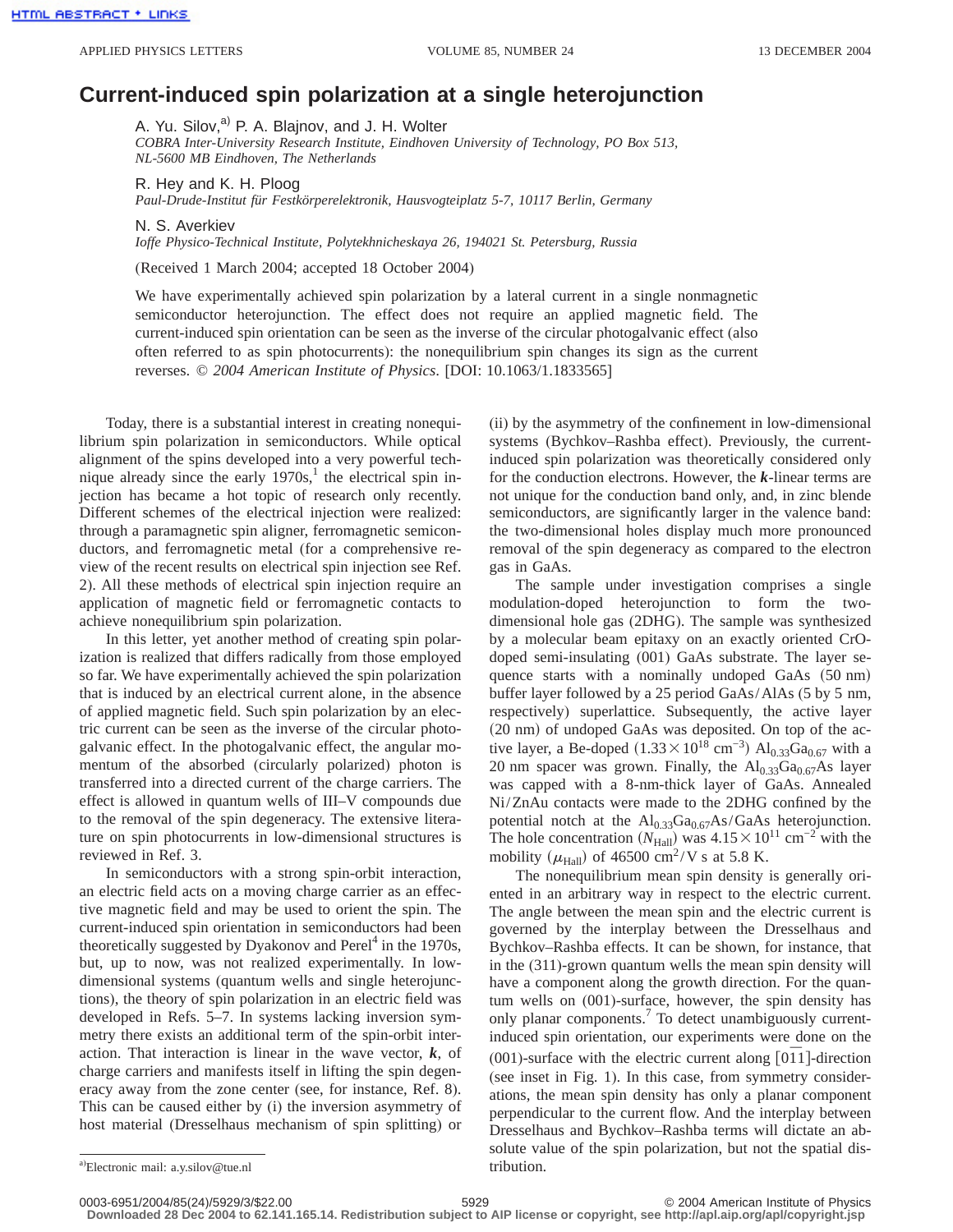# Current-induced spin polarization at a single heterojunction

A. Yu. Silov,[a] P. A. Blajnov, and J. H. Wolter
*COBRA Inter-University Research Institute, Eindhoven University of Technology, PO Box 513, NL-5600 MB Eindhoven, The Netherlands*

R. Hey and K. H. Ploog
*Paul-Drude-Institut für Festkörperelektronik, Hausvogteiplatz 5-7, 10117 Berlin, Germany*

N. S. Averkiev
*Ioffe Physico-Technical Institute, Polytekhnicheskaya 26, 194021 St. Petersburg, Russia*

(Received 1 March 2004; accepted 18 October 2004)

We have experimentally achieved spin polarization by a lateral current in a single nonmagnetic semiconductor heterojunction. The effect does not require an applied magnetic field. The current-induced spin orientation can be seen as the inverse of the circular photogalvanic effect (also often referred to as spin photocurrents): the nonequilibrium spin changes its sign as the current reverses. © *2004 American Institute of Physics*. [DOI: 10.1063/1.1833565]

Today, there is a substantial interest in creating nonequilibrium spin polarization in semiconductors. While optical alignment of the spins developed into a very powerful technique already since the early 1970s,[1] the electrical spin injection has became a hot topic of research only recently. Different schemes of the electrical injection were realized: through a paramagnetic spin aligner, ferromagnetic semiconductors, and ferromagnetic metal (for a comprehensive review of the recent results on electrical spin injection see Ref. 2). All these methods of electrical spin injection require an application of magnetic field or ferromagnetic contacts to achieve nonequilibrium spin polarization.

In this letter, yet another method of creating spin polarization is realized that differs radically from those employed so far. We have experimentally achieved the spin polarization that is induced by an electrical current alone, in the absence of applied magnetic field. Such spin polarization by an electric current can be seen as the inverse of the circular photogalvanic effect. In the photogalvanic effect, the angular momentum of the absorbed (circularly polarized) photon is transferred into a directed current of the charge carriers. The effect is allowed in quantum wells of III–V compounds due to the removal of the spin degeneracy. The extensive literature on spin photocurrents in low-dimensional structures is reviewed in Ref. 3.

In semiconductors with a strong spin-orbit interaction, an electric field acts on a moving charge carrier as an effective magnetic field and may be used to orient the spin. The current-induced spin orientation in semiconductors had been theoretically suggested by Dyakonov and Perel[4] in the 1970s, but, up to now, was not realized experimentally. In low-dimensional systems (quantum wells and single heterojunctions), the theory of spin polarization in an electric field was developed in Refs. 5–7. In systems lacking inversion symmetry there exists an additional term of the spin-orbit interaction. That interaction is linear in the wave vector, $\boldsymbol{k}$, of charge carriers and manifests itself in lifting the spin degeneracy away from the zone center (see, for instance, Ref. 8). This can be caused either by (i) the inversion asymmetry of host material (Dresselhaus mechanism of spin splitting) or (ii) by the asymmetry of the confinement in low-dimensional systems (Bychkov–Rashba effect). Previously, the current-induced spin polarization was theoretically considered only for the conduction electrons. However, the $\boldsymbol{k}$-linear terms are not unique for the conduction band only, and, in zinc blende semiconductors, are significantly larger in the valence band: the two-dimensional holes display much more pronounced removal of the spin degeneracy as compared to the electron gas in GaAs.

The sample under investigation comprises a single modulation-doped heterojunction to form the two-dimensional hole gas (2DHG). The sample was synthesized by a molecular beam epitaxy on an exactly oriented CrO-doped semi-insulating (001) GaAs substrate. The layer sequence starts with a nominally undoped GaAs (50 nm) buffer layer followed by a 25 period GaAs/AlAs (5 by 5 nm, respectively) superlattice. Subsequently, the active layer (20 nm) of undoped GaAs was deposited. On top of the active layer, a Be-doped ($1.33 \times 10^{18}$ cm$^{-3}$) $Al_{0.33}Ga_{0.67}$ with a 20 nm spacer was grown. Finally, the $Al_{0.33}Ga_{0.67}As$ layer was capped with a 8-nm-thick layer of GaAs. Annealed Ni/ZnAu contacts were made to the 2DHG confined by the potential notch at the $Al_{0.33}Ga_{0.67}As$/GaAs heterojunction. The hole concentration ($N_{\mathrm{Hall}}$) was $4.15 \times 10^{11}$ cm$^{-2}$ with the mobility ($\mu_{\mathrm{Hall}}$) of 46500 cm$^2$/V s at 5.8 K.

The nonequilibrium mean spin density is generally oriented in an arbitrary way in respect to the electric current. The angle between the mean spin and the electric current is governed by the interplay between the Dresselhaus and Bychkov–Rashba effects. It can be shown, for instance, that in the (311)-grown quantum wells the mean spin density will have a component along the growth direction. For the quantum wells on (001)-surface, however, the spin density has only planar components.[7] To detect unambiguously current-induced spin orientation, our experiments were done on the (001)-surface with the electric current along $[0\bar{1}1]$-direction (see inset in Fig. 1). In this case, from symmetry considerations, the mean spin density has only a planar component perpendicular to the current flow. And the interplay between Dresselhaus and Bychkov–Rashba terms will dictate an absolute value of the spin polarization, but not the spatial distribution.

[a] Electronic mail: a.y.silov@tue.nl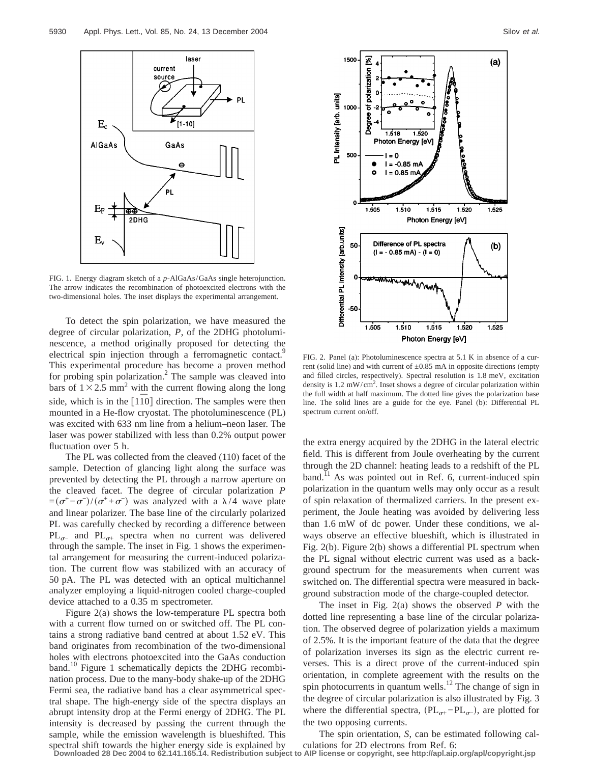FIG. 1. Energy diagram sketch of a *p*-AlGaAs/GaAs single heterojunction. The arrow indicates the recombination of photoexcited electrons with the two-dimensional holes. The inset displays the experimental arrangement.

To detect the spin polarization, we have measured the degree of circular polarization, *P*, of the 2DHG photoluminescence, a method originally proposed for detecting the electrical spin injection through a ferromagnetic contact.[9] This experimental procedure has become a proven method for probing spin polarization.[2] The sample was cleaved into bars of $1\times 2.5$ mm$^2$ with the current flowing along the long side, which is in the $[1\bar{1}0]$ direction. The samples were then mounted in a He-flow cryostat. The photoluminescence (PL) was excited with 633 nm line from a helium–neon laser. The laser was power stabilized with less than 0.2% output power fluctuation over 5 h.

The PL was collected from the cleaved (110) facet of the sample. Detection of glancing light along the surface was prevented by detecting the PL through a narrow aperture on the cleaved facet. The degree of circular polarization $P = (\sigma^+ - \sigma^-)/(\sigma^+ + \sigma^-)$ was analyzed with a $\lambda/4$ wave plate and linear polarizer. The base line of the circularly polarized PL was carefully checked by recording a difference between $PL_{\sigma-}$ and $PL_{\sigma+}$ spectra when no current was delivered through the sample. The inset in Fig. 1 shows the experimental arrangement for measuring the current-induced polarization. The current flow was stabilized with an accuracy of 50 pA. The PL was detected with an optical multichannel analyzer employing a liquid-nitrogen cooled charge-coupled device attached to a 0.35 m spectrometer.

Figure 2(a) shows the low-temperature PL spectra both with a current flow turned on or switched off. The PL contains a strong radiative band centred at about 1.52 eV. This band originates from recombination of the two-dimensional holes with electrons photoexcited into the GaAs conduction band.[10] Figure 1 schematically depicts the 2DHG recombination process. Due to the many-body shake-up of the 2DHG Fermi sea, the radiative band has a clear asymmetrical spectral shape. The high-energy side of the spectra displays an abrupt intensity drop at the Fermi energy of 2DHG. The PL intensity is decreased by passing the current through the sample, while the emission wavelength is blueshifted. This spectral shift towards the higher energy side is explained by the extra energy acquired by the 2DHG in the lateral electric field. This is different from Joule overheating by the current through the 2D channel: heating leads to a redshift of the PL band.[11] As was pointed out in Ref. 6, current-induced spin polarization in the quantum wells may only occur as a result of spin relaxation of thermalized carriers. In the present experiment, the Joule heating was avoided by delivering less than 1.6 mW of dc power. Under these conditions, we always observe an effective blueshift, which is illustrated in Fig. 2(b). Figure 2(b) shows a differential PL spectrum when the PL signal without electric current was used as a background spectrum for the measurements when current was switched on. The differential spectra were measured in background substraction mode of the charge-coupled detector.

FIG. 2. Panel (a): Photoluminescence spectra at 5.1 K in absence of a current (solid line) and with current of $\pm 0.85$ mA in opposite directions (empty and filled circles, respectively). Spectral resolution is 1.8 meV, excitation density is 1.2 mW/cm$^2$. Inset shows a degree of circular polarization within the full width at half maximum. The dotted line gives the polarization base line. The solid lines are a guide for the eye. Panel (b): Differential PL spectrum current on/off.

The inset in Fig. 2(a) shows the observed *P* with the dotted line representing a base line of the circular polarization. The observed degree of polarization yields a maximum of 2.5%. It is the important feature of the data that the degree of polarization inverses its sign as the electric current reverses. This is a direct prove of the current-induced spin orientation, in complete agreement with the results on the spin photocurrents in quantum wells.[12] The change of sign in the degree of circular polarization is also illustrated by Fig. 3 where the differential spectra, $(PL_{\sigma+} - PL_{\sigma-})$, are plotted for the two opposing currents.

The spin orientation, *S*, can be estimated following calculations for 2D electrons from Ref. 6: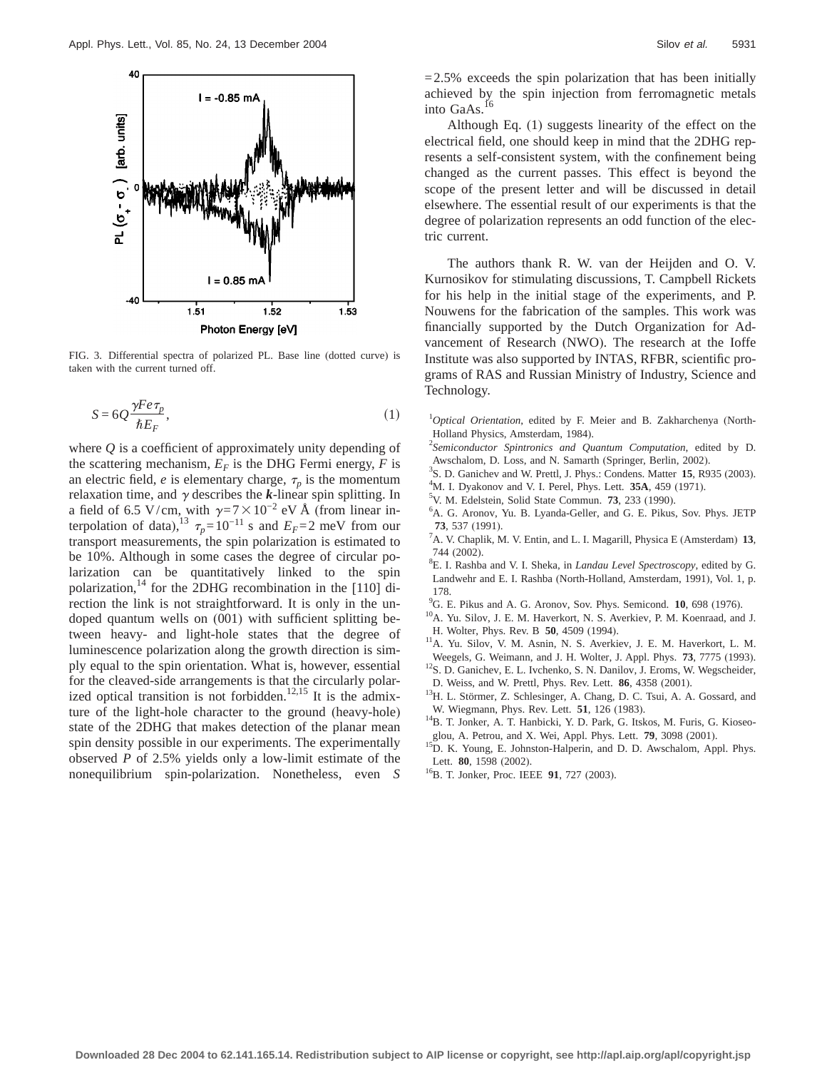40

I = -0.85 mA

PL $(\sigma_+ - \sigma_-)$ [arb. units]

0

I = 0.85 mA

-40

1.51

1.52

1.53

Photon Energy [eV]

FIG. 3. Differential spectra of polarized PL. Base line (dotted curve) is taken with the current turned off.

$$S = 6Q\frac{\gamma F e \tau_p}{\hbar E_F}, \tag{1}$$

where $Q$ is a coefficient of approximately unity depending of the scattering mechanism, $E_F$ is the DHG Fermi energy, $F$ is an electric field, $e$ is elementary charge, $\tau_p$ is the momentum relaxation time, and $\gamma$ describes the $\boldsymbol{k}$-linear spin splitting. In a field of 6.5 V/cm, with $\gamma = 7\times 10^{-2}$ eV Å (from linear interpolation of data),[13] $\tau_p = 10^{-11}$ s and $E_F = 2$ meV from our transport measurements, the spin polarization is estimated to be 10%. Although in some cases the degree of circular polarization can be quantitatively linked to the spin polarization,[14] for the 2DHG recombination in the [110] direction the link is not straightforward. It is only in the undoped quantum wells on (001) with sufficient splitting between heavy- and light-hole states that the degree of luminescence polarization along the growth direction is simply equal to the spin orientation. What is, however, essential for the cleaved-side arrangements is that the circularly polarized optical transition is not forbidden.[12,15] It is the admixture of the light-hole character to the ground (heavy-hole) state of the 2DHG that makes detection of the planar mean spin density possible in our experiments. The experimentally observed $P$ of 2.5% yields only a low-limit estimate of the nonequilibrium spin-polarization. Nonetheless, even $S = 2.5\%$ exceeds the spin polarization that has been initially achieved by the spin injection from ferromagnetic metals into GaAs.[16]

Although Eq. (1) suggests linearity of the effect on the electrical field, one should keep in mind that the 2DHG represents a self-consistent system, with the confinement being changed as the current passes. This effect is beyond the scope of the present letter and will be discussed in detail elsewhere. The essential result of our experiments is that the degree of polarization represents an odd function of the electric current.

The authors thank R. W. van der Heijden and O. V. Kurnosikov for stimulating discussions, T. Campbell Rickets for his help in the initial stage of the experiments, and P. Nouwens for the fabrication of the samples. This work was financially supported by the Dutch Organization for Advancement of Research (NWO). The research at the Ioffe Institute was also supported by INTAS, RFBR, scientific programs of RAS and Russian Ministry of Industry, Science and Technology.

[1] *Optical Orientation*, edited by F. Meier and B. Zakharchenya (North-Holland Physics, Amsterdam, 1984).
[2] *Semiconductor Spintronics and Quantum Computation*, edited by D. Awschalom, D. Loss, and N. Samarth (Springer, Berlin, 2002).
[3] S. D. Ganichev and W. Prettl, J. Phys.: Condens. Matter **15**, R935 (2003).
[4] M. I. Dyakonov and V. I. Perel, Phys. Lett. **35A**, 459 (1971).
[5] V. M. Edelstein, Solid State Commun. **73**, 233 (1990).
[6] A. G. Aronov, Yu. B. Lyanda-Geller, and G. E. Pikus, Sov. Phys. JETP **73**, 537 (1991).
[7] A. V. Chaplik, M. V. Entin, and L. I. Magarill, Physica E (Amsterdam) **13**, 744 (2002).
[8] E. I. Rashba and V. I. Sheka, in *Landau Level Spectroscopy*, edited by G. Landwehr and E. I. Rashba (North-Holland, Amsterdam, 1991), Vol. 1, p. 178.
[9] G. E. Pikus and A. G. Aronov, Sov. Phys. Semicond. **10**, 698 (1976).
[10] A. Yu. Silov, J. E. M. Haverkort, N. S. Averkiev, P. M. Koenraad, and J. H. Wolter, Phys. Rev. B **50**, 4509 (1994).
[11] A. Yu. Silov, V. M. Asnin, N. S. Averkiev, J. E. M. Haverkort, L. M. Weegels, G. Weimann, and J. H. Wolter, J. Appl. Phys. **73**, 7775 (1993).
[12] S. D. Ganichev, E. L. Ivchenko, S. N. Danilov, J. Eroms, W. Wegscheider, D. Weiss, and W. Prettl, Phys. Rev. Lett. **86**, 4358 (2001).
[13] H. L. Störmer, Z. Schlesinger, A. Chang, D. C. Tsui, A. A. Gossard, and W. Wiegmann, Phys. Rev. Lett. **51**, 126 (1983).
[14] B. T. Jonker, A. T. Hanbicki, Y. D. Park, G. Itskos, M. Furis, G. Kioseoglou, A. Petrou, and X. Wei, Appl. Phys. Lett. **79**, 3098 (2001).
[15] D. K. Young, E. Johnston-Halperin, and D. D. Awschalom, Appl. Phys. Lett. **80**, 1598 (2002).
[16] B. T. Jonker, Proc. IEEE **91**, 727 (2003).